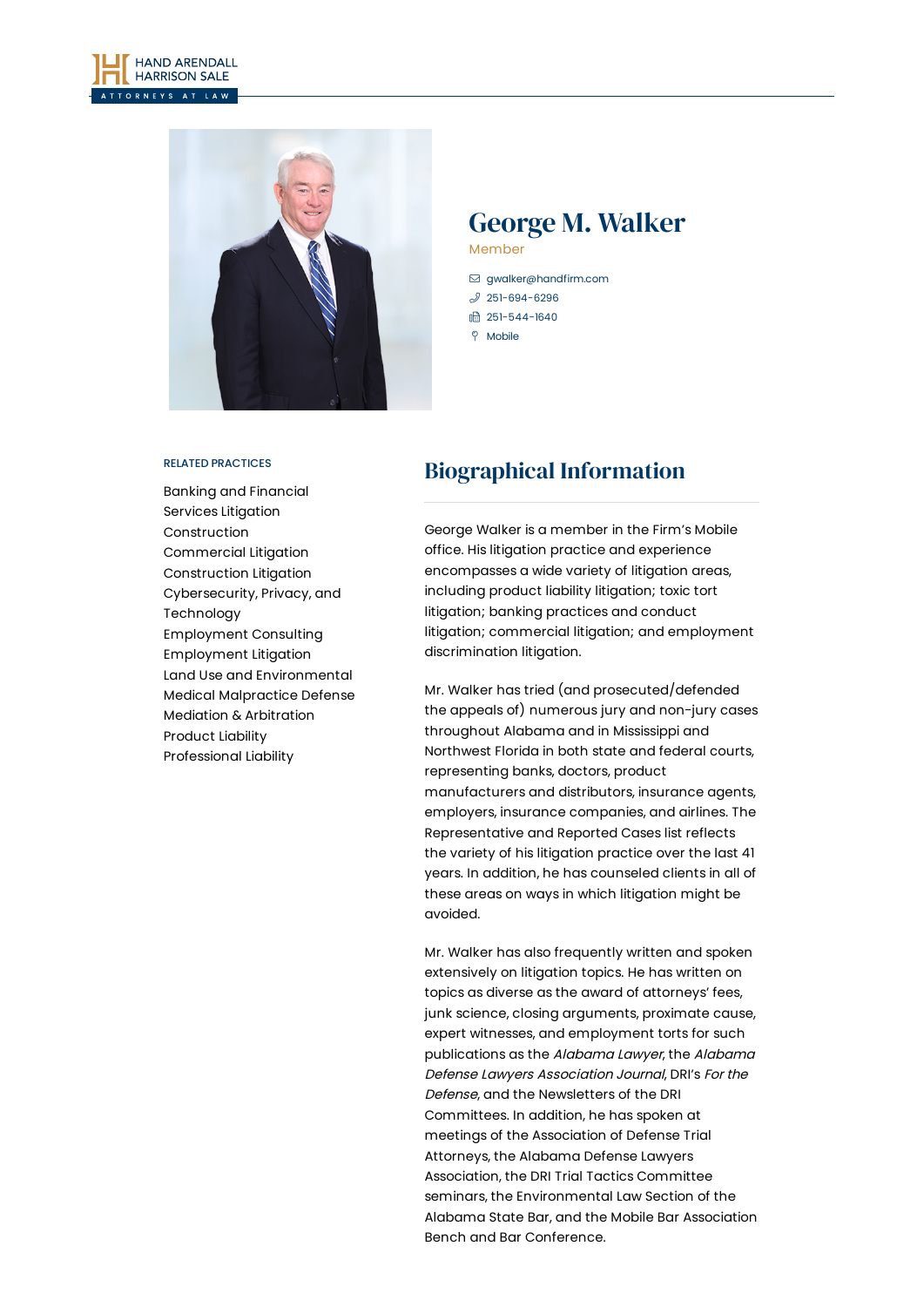HAND ARENDALL HARRISON SALE

ATTORNEYS AT LAW

# George M. Walker

Member

gwalker@handfirm.com
251-694-6296
251-544-1640
Mobile

RELATED PRACTICES

Banking and Financial Services Litigation
Construction
Commercial Litigation
Construction Litigation
Cybersecurity, Privacy, and Technology
Employment Consulting
Employment Litigation
Land Use and Environmental
Medical Malpractice Defense
Mediation & Arbitration
Product Liability
Professional Liability

## Biographical Information

George Walker is a member in the Firm's Mobile office. His litigation practice and experience encompasses a wide variety of litigation areas, including product liability litigation; toxic tort litigation; banking practices and conduct litigation; commercial litigation; and employment discrimination litigation.

Mr. Walker has tried (and prosecuted/defended the appeals of) numerous jury and non-jury cases throughout Alabama and in Mississippi and Northwest Florida in both state and federal courts, representing banks, doctors, product manufacturers and distributors, insurance agents, employers, insurance companies, and airlines. The Representative and Reported Cases list reflects the variety of his litigation practice over the last 41 years. In addition, he has counseled clients in all of these areas on ways in which litigation might be avoided.

Mr. Walker has also frequently written and spoken extensively on litigation topics. He has written on topics as diverse as the award of attorneys' fees, junk science, closing arguments, proximate cause, expert witnesses, and employment torts for such publications as the *Alabama Lawyer*, the *Alabama Defense Lawyers Association Journal*, DRI's *For the Defense*, and the Newsletters of the DRI Committees. In addition, he has spoken at meetings of the Association of Defense Trial Attorneys, the Alabama Defense Lawyers Association, the DRI Trial Tactics Committee seminars, the Environmental Law Section of the Alabama State Bar, and the Mobile Bar Association Bench and Bar Conference.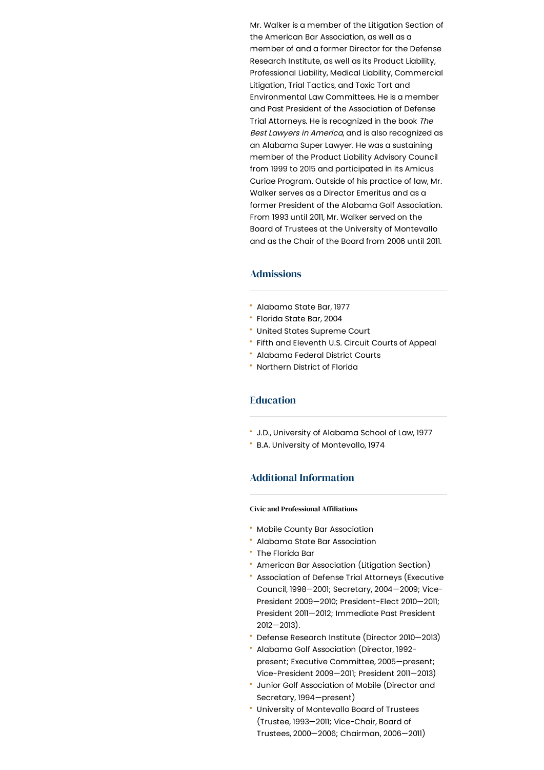Mr. Walker is a member of the Litigation Section of the American Bar Association, as well as a member of and a former Director for the Defense Research Institute, as well as its Product Liability, Professional Liability, Medical Liability, Commercial Litigation, Trial Tactics, and Toxic Tort and Environmental Law Committees. He is a member and Past President of the Association of Defense Trial Attorneys. He is recognized in the book *The Best Lawyers in America*, and is also recognized as an Alabama Super Lawyer. He was a sustaining member of the Product Liability Advisory Council from 1999 to 2015 and participated in its Amicus Curiae Program. Outside of his practice of law, Mr. Walker serves as a Director Emeritus and as a former President of the Alabama Golf Association. From 1993 until 2011, Mr. Walker served on the Board of Trustees at the University of Montevallo and as the Chair of the Board from 2006 until 2011.

## Admissions

- Alabama State Bar, 1977
- Florida State Bar, 2004
- United States Supreme Court
- Fifth and Eleventh U.S. Circuit Courts of Appeal
- Alabama Federal District Courts
- Northern District of Florida

## Education

- J.D., University of Alabama School of Law, 1977
- B.A. University of Montevallo, 1974

## Additional Information

#### Civic and Professional Affiliations

- Mobile County Bar Association
- Alabama State Bar Association
- The Florida Bar
- American Bar Association (Litigation Section)
- Association of Defense Trial Attorneys (Executive Council, 1998—2001; Secretary, 2004—2009; Vice-President 2009—2010; President-Elect 2010—2011; President 2011—2012; Immediate Past President 2012—2013).
- Defense Research Institute (Director 2010—2013)
- Alabama Golf Association (Director, 1992-present; Executive Committee, 2005—present; Vice-President 2009—2011; President 2011—2013)
- Junior Golf Association of Mobile (Director and Secretary, 1994—present)
- University of Montevallo Board of Trustees (Trustee, 1993—2011; Vice-Chair, Board of Trustees, 2000—2006; Chairman, 2006—2011)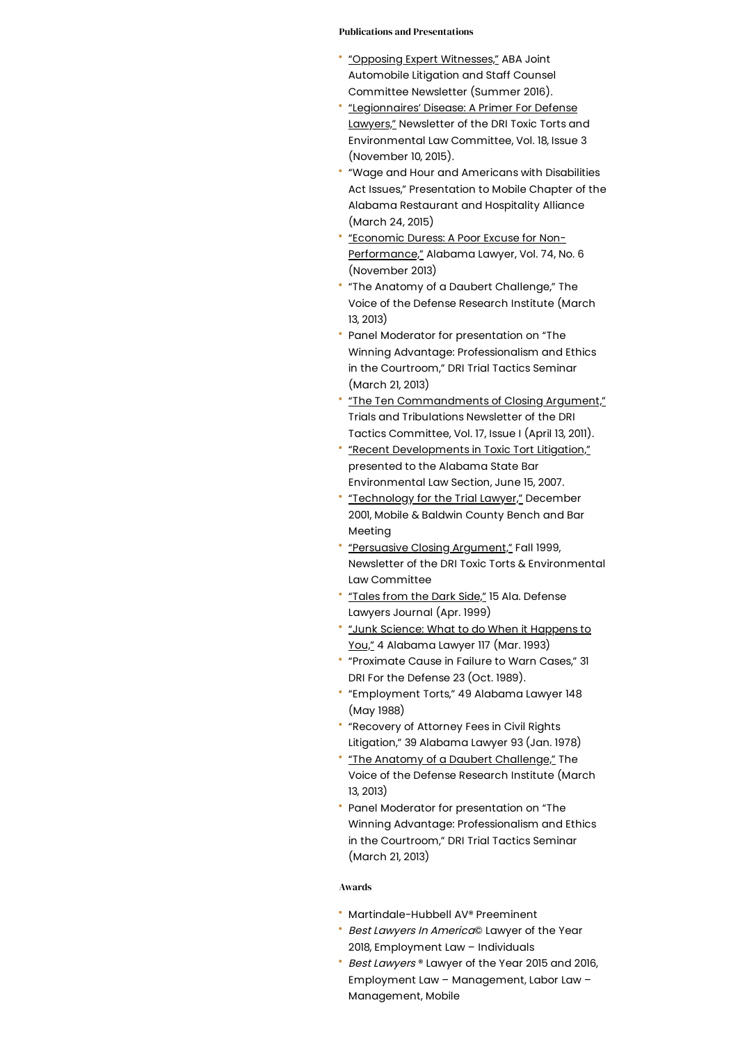### Publications and Presentations

- "Opposing Expert Witnesses," ABA Joint Automobile Litigation and Staff Counsel Committee Newsletter (Summer 2016).
- "Legionnaires' Disease: A Primer For Defense Lawyers," Newsletter of the DRI Toxic Torts and Environmental Law Committee, Vol. 18, Issue 3 (November 10, 2015).
- "Wage and Hour and Americans with Disabilities Act Issues," Presentation to Mobile Chapter of the Alabama Restaurant and Hospitality Alliance (March 24, 2015)
- "Economic Duress: A Poor Excuse for Non-Performance," Alabama Lawyer, Vol. 74, No. 6 (November 2013)
- "The Anatomy of a Daubert Challenge," The Voice of the Defense Research Institute (March 13, 2013)
- Panel Moderator for presentation on "The Winning Advantage: Professionalism and Ethics in the Courtroom," DRI Trial Tactics Seminar (March 21, 2013)
- "The Ten Commandments of Closing Argument," Trials and Tribulations Newsletter of the DRI Tactics Committee, Vol. 17, Issue I (April 13, 2011).
- "Recent Developments in Toxic Tort Litigation," presented to the Alabama State Bar Environmental Law Section, June 15, 2007.
- "Technology for the Trial Lawyer," December 2001, Mobile & Baldwin County Bench and Bar Meeting
- "Persuasive Closing Argument," Fall 1999, Newsletter of the DRI Toxic Torts & Environmental Law Committee
- "Tales from the Dark Side," 15 Ala. Defense Lawyers Journal (Apr. 1999)
- "Junk Science: What to do When it Happens to You," 4 Alabama Lawyer 117 (Mar. 1993)
- "Proximate Cause in Failure to Warn Cases," 31 DRI For the Defense 23 (Oct. 1989).
- "Employment Torts," 49 Alabama Lawyer 148 (May 1988)
- "Recovery of Attorney Fees in Civil Rights Litigation," 39 Alabama Lawyer 93 (Jan. 1978)
- "The Anatomy of a Daubert Challenge," The Voice of the Defense Research Institute (March 13, 2013)
- Panel Moderator for presentation on "The Winning Advantage: Professionalism and Ethics in the Courtroom," DRI Trial Tactics Seminar (March 21, 2013)

### Awards

- Martindale-Hubbell AV® Preeminent
- *Best Lawyers In America*© Lawyer of the Year 2018, Employment Law – Individuals
- *Best Lawyers* ® Lawyer of the Year 2015 and 2016, Employment Law – Management, Labor Law – Management, Mobile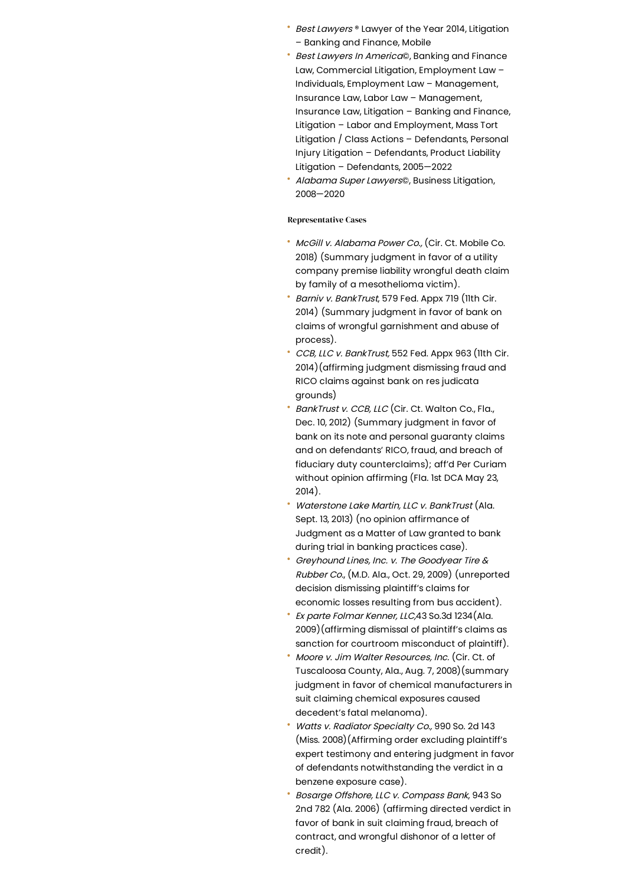- *Best Lawyers ®* Lawyer of the Year 2014, Litigation – Banking and Finance, Mobile
- *Best Lawyers In America©*, Banking and Finance Law, Commercial Litigation, Employment Law – Individuals, Employment Law – Management, Insurance Law, Labor Law – Management, Insurance Law, Litigation – Banking and Finance, Litigation – Labor and Employment, Mass Tort Litigation / Class Actions – Defendants, Personal Injury Litigation – Defendants, Product Liability Litigation – Defendants, 2005—2022
- *Alabama Super Lawyers©*, Business Litigation, 2008—2020

#### Representative Cases

- *McGill v. Alabama Power Co.,* (Cir. Ct. Mobile Co. 2018) (Summary judgment in favor of a utility company premise liability wrongful death claim by family of a mesothelioma victim).
- *Barniv v. BankTrust*, 579 Fed. Appx 719 (11th Cir. 2014) (Summary judgment in favor of bank on claims of wrongful garnishment and abuse of process).
- *CCB, LLC v. BankTrust,* 552 Fed. Appx 963 (11th Cir. 2014)(affirming judgment dismissing fraud and RICO claims against bank on res judicata grounds)
- *BankTrust v. CCB, LLC* (Cir. Ct. Walton Co., Fla., Dec. 10, 2012) (Summary judgment in favor of bank on its note and personal guaranty claims and on defendants' RICO, fraud, and breach of fiduciary duty counterclaims); aff'd Per Curiam without opinion affirming (Fla. 1st DCA May 23, 2014).
- *Waterstone Lake Martin, LLC v. BankTrust* (Ala. Sept. 13, 2013) (no opinion affirmance of Judgment as a Matter of Law granted to bank during trial in banking practices case).
- *Greyhound Lines, Inc. v. The Goodyear Tire & Rubber Co.,* (M.D. Ala., Oct. 29, 2009) (unreported decision dismissing plaintiff's claims for economic losses resulting from bus accident).
- *Ex parte Folmar Kenner, LLC,*43 So.3d 1234(Ala. 2009)(affirming dismissal of plaintiff's claims as sanction for courtroom misconduct of plaintiff).
- *Moore v. Jim Walter Resources, Inc.* (Cir. Ct. of Tuscaloosa County, Ala., Aug. 7, 2008)(summary judgment in favor of chemical manufacturers in suit claiming chemical exposures caused decedent's fatal melanoma).
- *Watts v. Radiator Specialty Co.,* 990 So. 2d 143 (Miss. 2008)(Affirming order excluding plaintiff's expert testimony and entering judgment in favor of defendants notwithstanding the verdict in a benzene exposure case).
- *Bosarge Offshore, LLC v. Compass Bank*, 943 So 2nd 782 (Ala. 2006) (affirming directed verdict in favor of bank in suit claiming fraud, breach of contract, and wrongful dishonor of a letter of credit).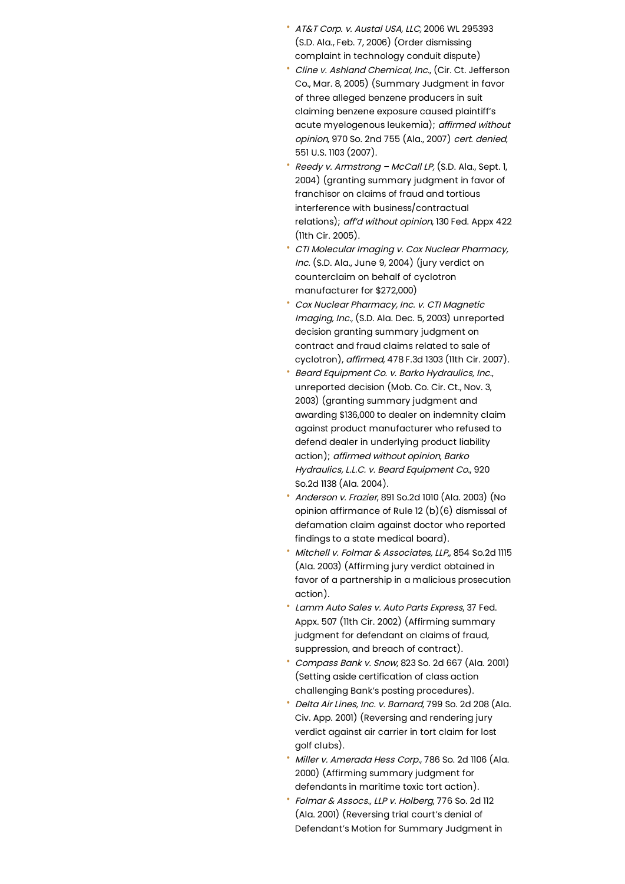- *AT&T Corp. v. Austal USA, LLC,* 2006 WL 295393 (S.D. Ala., Feb. 7, 2006) (Order dismissing complaint in technology conduit dispute)
- *Cline v. Ashland Chemical, Inc.,* (Cir. Ct. Jefferson Co., Mar. 8, 2005) (Summary Judgment in favor of three alleged benzene producers in suit claiming benzene exposure caused plaintiff's acute myelogenous leukemia); *affirmed without opinion*, 970 So. 2nd 755 (Ala., 2007) *cert. denied*, 551 U.S. 1103 (2007).
- *Reedy v. Armstrong – McCall LP,* (S.D. Ala., Sept. 1, 2004) (granting summary judgment in favor of franchisor on claims of fraud and tortious interference with business/contractual relations); *aff'd without opinion*, 130 Fed. Appx 422 (11th Cir. 2005).
- *CTI Molecular Imaging v. Cox Nuclear Pharmacy, Inc.* (S.D. Ala., June 9, 2004) (jury verdict on counterclaim on behalf of cyclotron manufacturer for $272,000)
- *Cox Nuclear Pharmacy, Inc. v. CTI Magnetic Imaging, Inc.*, (S.D. Ala. Dec. 5, 2003) unreported decision granting summary judgment on contract and fraud claims related to sale of cyclotron), *affirmed*, 478 F.3d 1303 (11th Cir. 2007).
- *Beard Equipment Co. v. Barko Hydraulics, Inc.*, unreported decision (Mob. Co. Cir. Ct., Nov. 3, 2003) (granting summary judgment and awarding $136,000 to dealer on indemnity claim against product manufacturer who refused to defend dealer in underlying product liability action); *affirmed without opinion*, *Barko Hydraulics, L.L.C. v. Beard Equipment Co.*, 920 So.2d 1138 (Ala. 2004).
- *Anderson v. Frazier*, 891 So.2d 1010 (Ala. 2003) (No opinion affirmance of Rule 12 (b)(6) dismissal of defamation claim against doctor who reported findings to a state medical board).
- *Mitchell v. Folmar & Associates, LLP,*, 854 So.2d 1115 (Ala. 2003) (Affirming jury verdict obtained in favor of a partnership in a malicious prosecution action).
- *Lamm Auto Sales v. Auto Parts Express*, 37 Fed. Appx. 507 (11th Cir. 2002) (Affirming summary judgment for defendant on claims of fraud, suppression, and breach of contract).
- *Compass Bank v. Snow*, 823 So. 2d 667 (Ala. 2001) (Setting aside certification of class action challenging Bank's posting procedures).
- *Delta Air Lines, Inc. v. Barnard*, 799 So. 2d 208 (Ala. Civ. App. 2001) (Reversing and rendering jury verdict against air carrier in tort claim for lost golf clubs).
- *Miller v. Amerada Hess Corp.*, 786 So. 2d 1106 (Ala. 2000) (Affirming summary judgment for defendants in maritime toxic tort action).
- *Folmar & Assocs., LLP v. Holberg*, 776 So. 2d 112 (Ala. 2001) (Reversing trial court's denial of Defendant's Motion for Summary Judgment in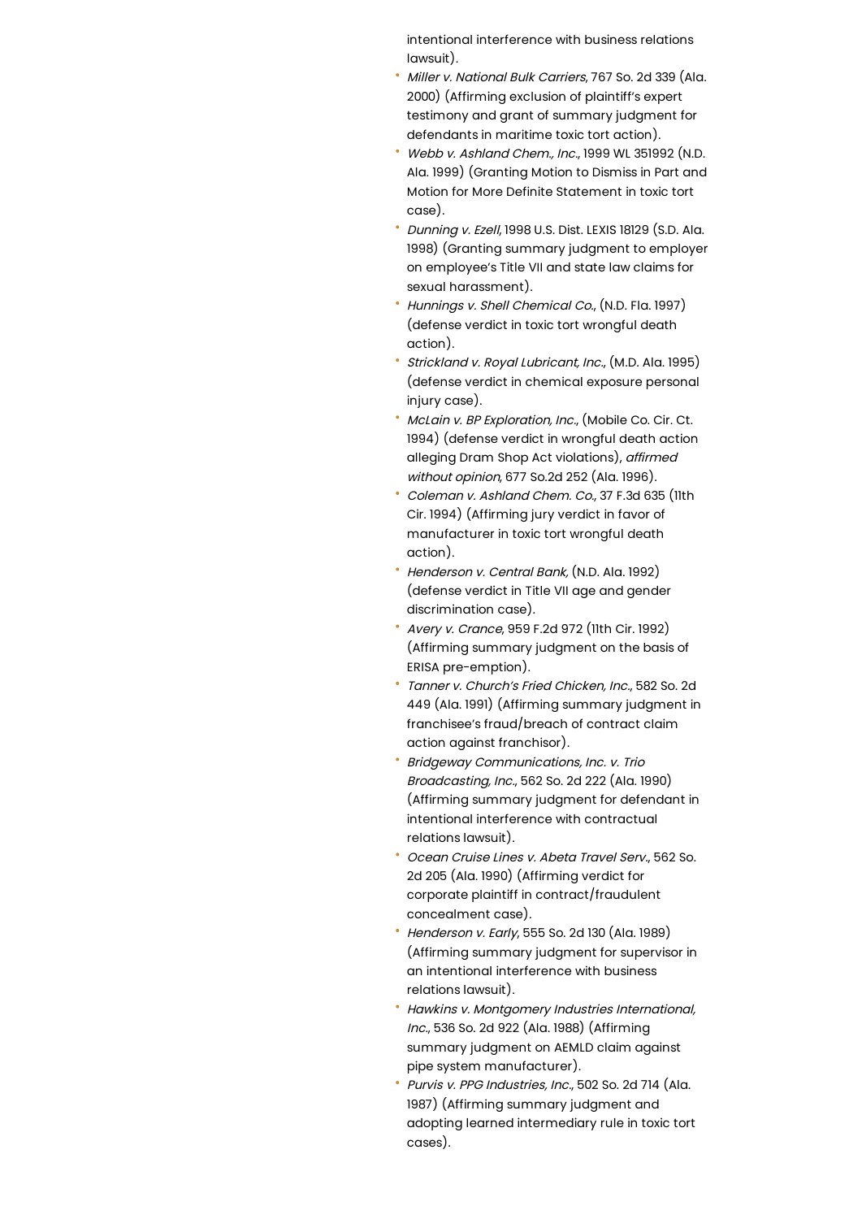intentional interference with business relations lawsuit).

- *Miller v. National Bulk Carriers*, 767 So. 2d 339 (Ala. 2000) (Affirming exclusion of plaintiff's expert testimony and grant of summary judgment for defendants in maritime toxic tort action).
- *Webb v. Ashland Chem., Inc.*, 1999 WL 351992 (N.D. Ala. 1999) (Granting Motion to Dismiss in Part and Motion for More Definite Statement in toxic tort case).
- *Dunning v. Ezell*, 1998 U.S. Dist. LEXIS 18129 (S.D. Ala. 1998) (Granting summary judgment to employer on employee's Title VII and state law claims for sexual harassment).
- *Hunnings v. Shell Chemical Co.*, (N.D. Fla. 1997) (defense verdict in toxic tort wrongful death action).
- *Strickland v. Royal Lubricant, Inc.*, (M.D. Ala. 1995) (defense verdict in chemical exposure personal injury case).
- *McLain v. BP Exploration, Inc.*, (Mobile Co. Cir. Ct. 1994) (defense verdict in wrongful death action alleging Dram Shop Act violations), *affirmed without opinion*, 677 So.2d 252 (Ala. 1996).
- *Coleman v. Ashland Chem. Co.*, 37 F.3d 635 (11th Cir. 1994) (Affirming jury verdict in favor of manufacturer in toxic tort wrongful death action).
- *Henderson v. Central Bank,* (N.D. Ala. 1992) (defense verdict in Title VII age and gender discrimination case).
- *Avery v. Crance*, 959 F.2d 972 (11th Cir. 1992) (Affirming summary judgment on the basis of ERISA pre-emption).
- *Tanner v. Church's Fried Chicken, Inc.*, 582 So. 2d 449 (Ala. 1991) (Affirming summary judgment in franchisee's fraud/breach of contract claim action against franchisor).
- *Bridgeway Communications, Inc. v. Trio Broadcasting, Inc.*, 562 So. 2d 222 (Ala. 1990) (Affirming summary judgment for defendant in intentional interference with contractual relations lawsuit).
- *Ocean Cruise Lines v. Abeta Travel Serv.*, 562 So. 2d 205 (Ala. 1990) (Affirming verdict for corporate plaintiff in contract/fraudulent concealment case).
- *Henderson v. Early*, 555 So. 2d 130 (Ala. 1989) (Affirming summary judgment for supervisor in an intentional interference with business relations lawsuit).
- *Hawkins v. Montgomery Industries International, Inc.*, 536 So. 2d 922 (Ala. 1988) (Affirming summary judgment on AEMLD claim against pipe system manufacturer).
- *Purvis v. PPG Industries, Inc.*, 502 So. 2d 714 (Ala. 1987) (Affirming summary judgment and adopting learned intermediary rule in toxic tort cases).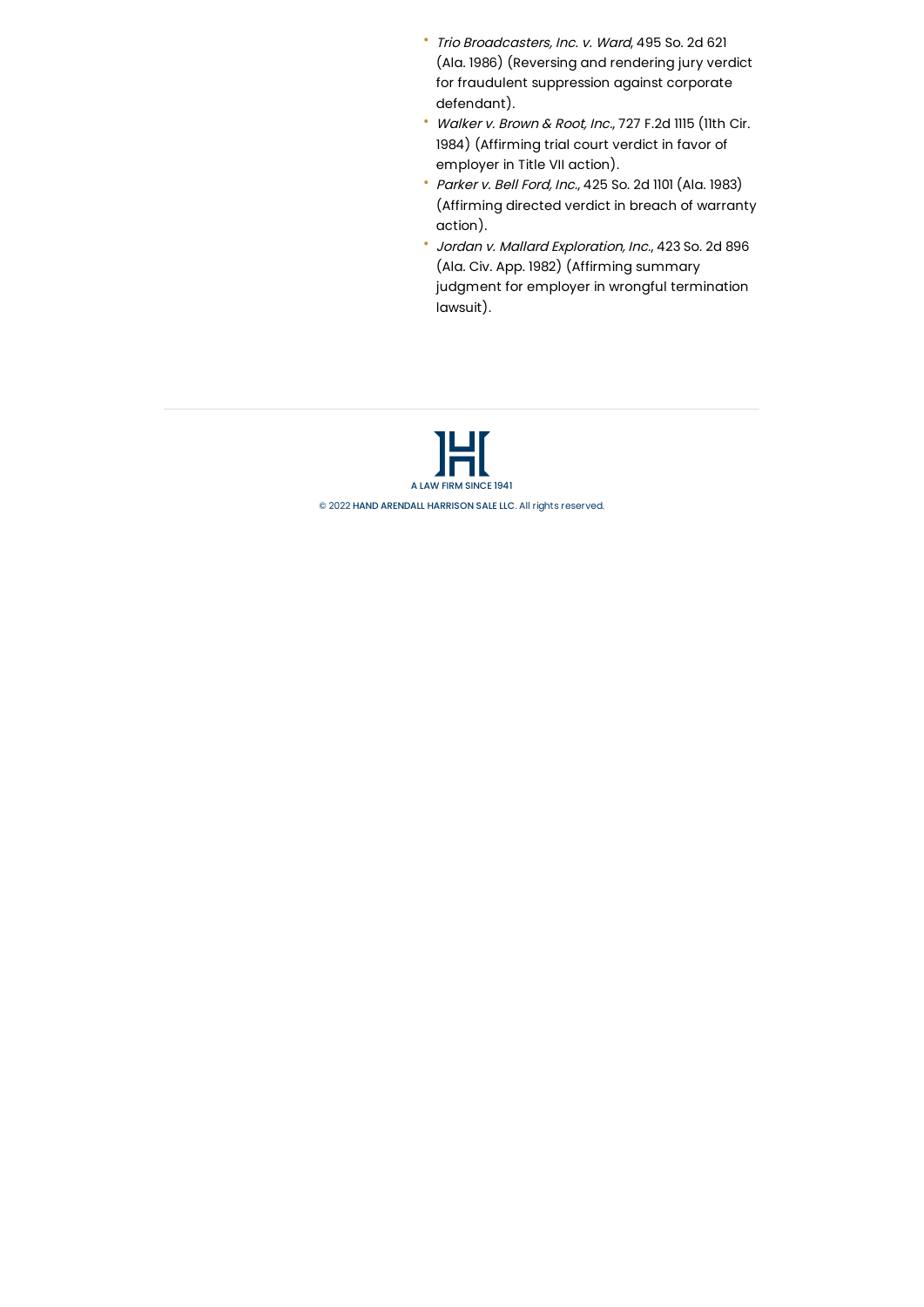- *Trio Broadcasters, Inc. v. Ward*, 495 So. 2d 621 (Ala. 1986) (Reversing and rendering jury verdict for fraudulent suppression against corporate defendant).
- *Walker v. Brown & Root, Inc.*, 727 F.2d 1115 (11th Cir. 1984) (Affirming trial court verdict in favor of employer in Title VII action).
- *Parker v. Bell Ford, Inc.*, 425 So. 2d 1101 (Ala. 1983) (Affirming directed verdict in breach of warranty action).
- *Jordan v. Mallard Exploration, Inc.*, 423 So. 2d 896 (Ala. Civ. App. 1982) (Affirming summary judgment for employer in wrongful termination lawsuit).

---

A LAW FIRM SINCE 1941

© 2022 HAND ARENDALL HARRISON SALE LLC. All rights reserved.